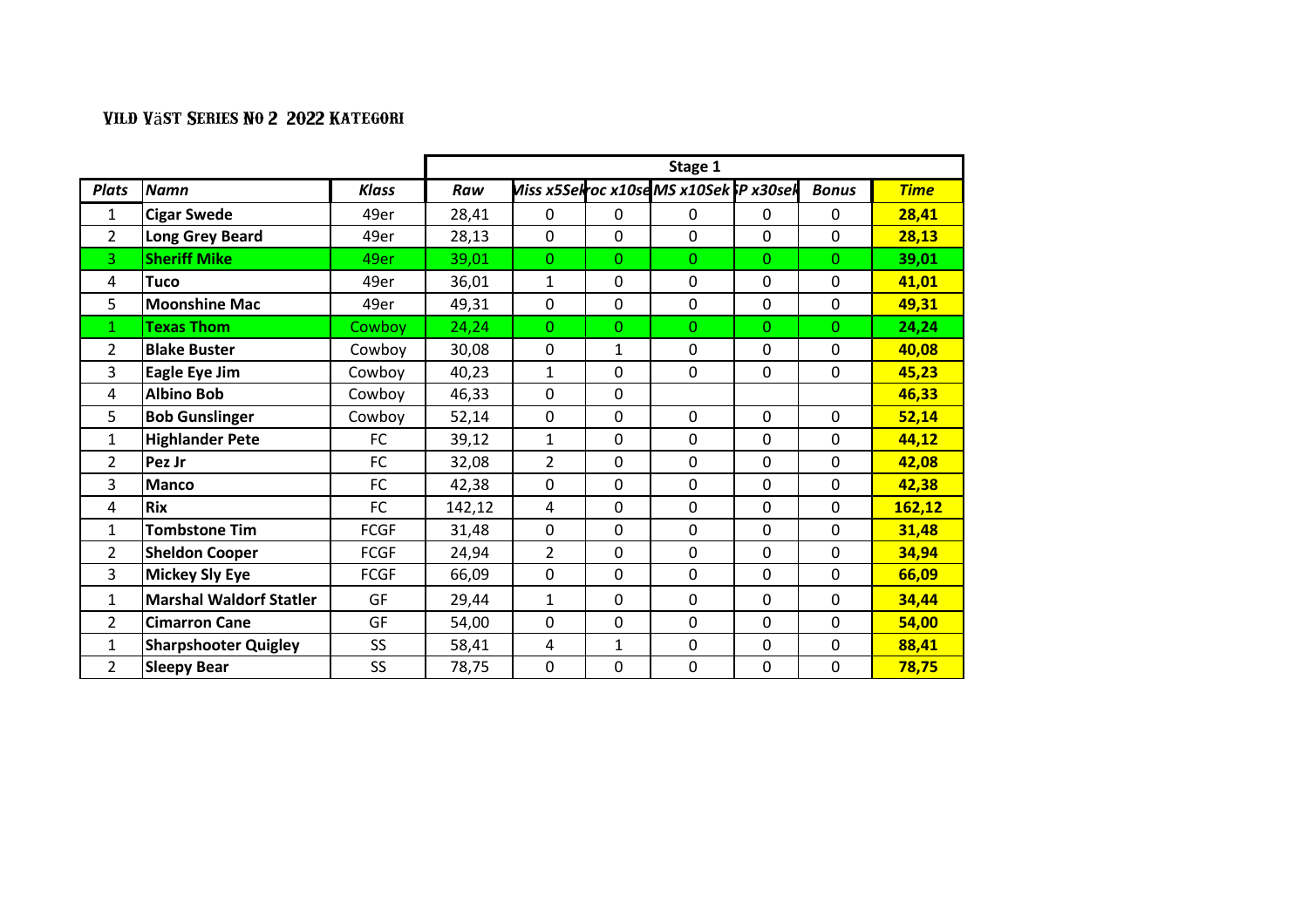# Vild Väst Series No 2 2022 Kategori

| Plats | Namn | Klass | Stage 1 | | | | | | |
|---|---|---|---|---|---|---|---|---|---|
| | | | Raw | Miss x5Sek | Proc x10sek | MS x10Sek | SP x30sek | Bonus | Time |
| 1 | **Cigar Swede** | 49er | 28,41 | 0 | 0 | 0 | 0 | 0 | **28,41** |
| 2 | **Long Grey Beard** | 49er | 28,13 | 0 | 0 | 0 | 0 | 0 | **28,13** |
| 3 | **Sheriff Mike** | 49er | 39,01 | 0 | 0 | 0 | 0 | 0 | **39,01** |
| 4 | **Tuco** | 49er | 36,01 | 1 | 0 | 0 | 0 | 0 | **41,01** |
| 5 | **Moonshine Mac** | 49er | 49,31 | 0 | 0 | 0 | 0 | 0 | **49,31** |
| 1 | **Texas Thom** | Cowboy | 24,24 | 0 | 0 | 0 | 0 | 0 | **24,24** |
| 2 | **Blake Buster** | Cowboy | 30,08 | 0 | 1 | 0 | 0 | 0 | **40,08** |
| 3 | **Eagle Eye Jim** | Cowboy | 40,23 | 1 | 0 | 0 | 0 | 0 | **45,23** |
| 4 | **Albino Bob** | Cowboy | 46,33 | 0 | 0 | | | | **46,33** |
| 5 | **Bob Gunslinger** | Cowboy | 52,14 | 0 | 0 | 0 | 0 | 0 | **52,14** |
| 1 | **Highlander Pete** | FC | 39,12 | 1 | 0 | 0 | 0 | 0 | **44,12** |
| 2 | **Pez Jr** | FC | 32,08 | 2 | 0 | 0 | 0 | 0 | **42,08** |
| 3 | **Manco** | FC | 42,38 | 0 | 0 | 0 | 0 | 0 | **42,38** |
| 4 | **Rix** | FC | 142,12 | 4 | 0 | 0 | 0 | 0 | **162,12** |
| 1 | **Tombstone Tim** | FCGF | 31,48 | 0 | 0 | 0 | 0 | 0 | **31,48** |
| 2 | **Sheldon Cooper** | FCGF | 24,94 | 2 | 0 | 0 | 0 | 0 | **34,94** |
| 3 | **Mickey Sly Eye** | FCGF | 66,09 | 0 | 0 | 0 | 0 | 0 | **66,09** |
| 1 | **Marshal Waldorf Statler** | GF | 29,44 | 1 | 0 | 0 | 0 | 0 | **34,44** |
| 2 | **Cimarron Cane** | GF | 54,00 | 0 | 0 | 0 | 0 | 0 | **54,00** |
| 1 | **Sharpshooter Quigley** | SS | 58,41 | 4 | 1 | 0 | 0 | 0 | **88,41** |
| 2 | **Sleepy Bear** | SS | 78,75 | 0 | 0 | 0 | 0 | 0 | **78,75** |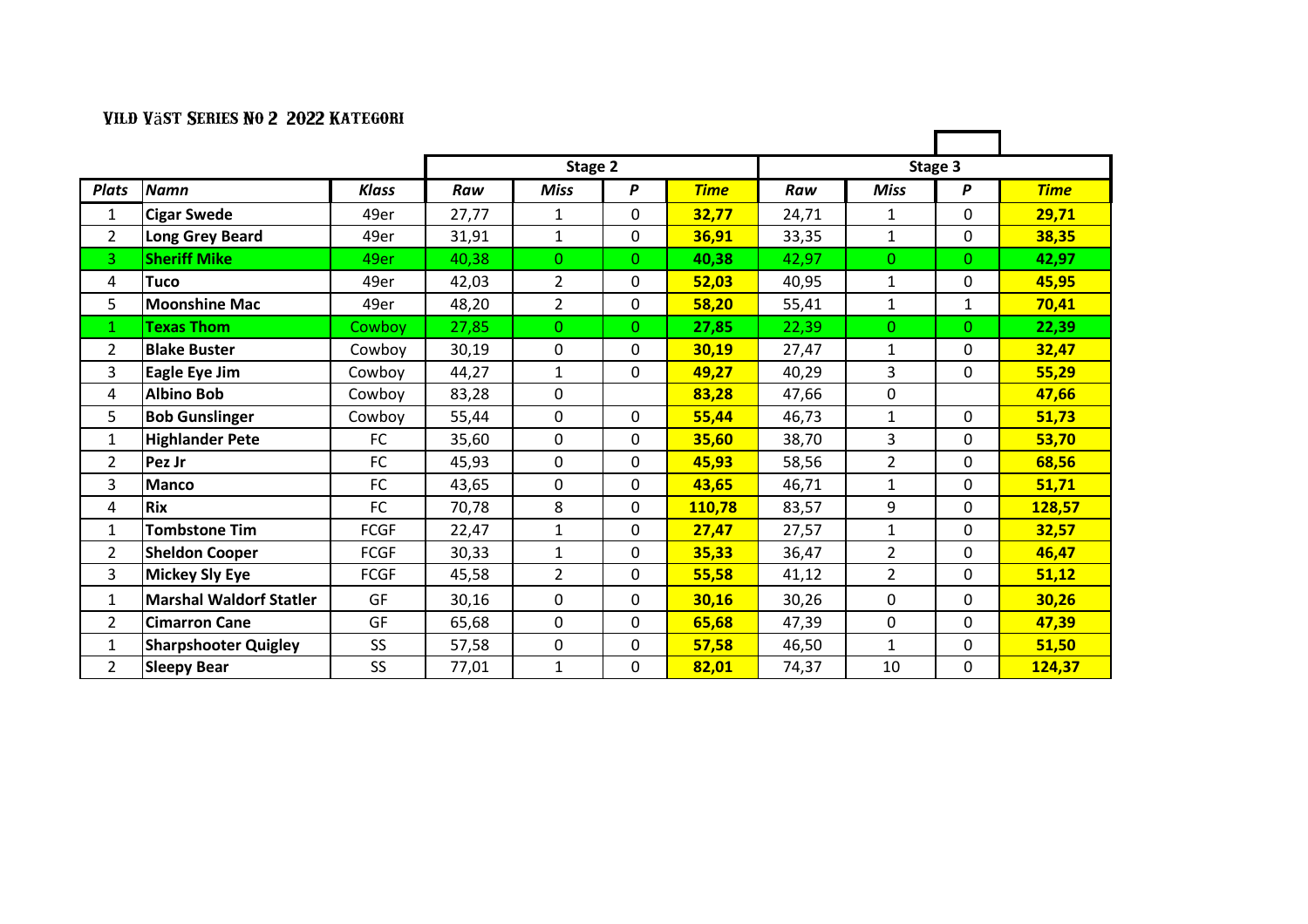VILD VÄST SERIES NO 2 2022 KATEGORI

| | | | Stage 2 | | | | Stage 3 | | | |
|---|---|---|---|---|---|---|---|---|---|---|
| *Plats* | *Namn* | *Klass* | *Raw* | *Miss* | *P* | *Time* | *Raw* | *Miss* | *P* | *Time* |
| 1 | **Cigar Swede** | 49er | 27,77 | 1 | 0 | **32,77** | 24,71 | 1 | 0 | **29,71** |
| 2 | **Long Grey Beard** | 49er | 31,91 | 1 | 0 | **36,91** | 33,35 | 1 | 0 | **38,35** |
| 3 | **Sheriff Mike** | 49er | 40,38 | 0 | 0 | **40,38** | 42,97 | 0 | 0 | **42,97** |
| 4 | **Tuco** | 49er | 42,03 | 2 | 0 | **52,03** | 40,95 | 1 | 0 | **45,95** |
| 5 | **Moonshine Mac** | 49er | 48,20 | 2 | 0 | **58,20** | 55,41 | 1 | 1 | **70,41** |
| 1 | **Texas Thom** | Cowboy | 27,85 | 0 | 0 | **27,85** | 22,39 | 0 | 0 | **22,39** |
| 2 | **Blake Buster** | Cowboy | 30,19 | 0 | 0 | **30,19** | 27,47 | 1 | 0 | **32,47** |
| 3 | **Eagle Eye Jim** | Cowboy | 44,27 | 1 | 0 | **49,27** | 40,29 | 3 | 0 | **55,29** |
| 4 | **Albino Bob** | Cowboy | 83,28 | 0 | | **83,28** | 47,66 | 0 | | **47,66** |
| 5 | **Bob Gunslinger** | Cowboy | 55,44 | 0 | 0 | **55,44** | 46,73 | 1 | 0 | **51,73** |
| 1 | **Highlander Pete** | FC | 35,60 | 0 | 0 | **35,60** | 38,70 | 3 | 0 | **53,70** |
| 2 | **Pez Jr** | FC | 45,93 | 0 | 0 | **45,93** | 58,56 | 2 | 0 | **68,56** |
| 3 | **Manco** | FC | 43,65 | 0 | 0 | **43,65** | 46,71 | 1 | 0 | **51,71** |
| 4 | **Rix** | FC | 70,78 | 8 | 0 | **110,78** | 83,57 | 9 | 0 | **128,57** |
| 1 | **Tombstone Tim** | FCGF | 22,47 | 1 | 0 | **27,47** | 27,57 | 1 | 0 | **32,57** |
| 2 | **Sheldon Cooper** | FCGF | 30,33 | 1 | 0 | **35,33** | 36,47 | 2 | 0 | **46,47** |
| 3 | **Mickey Sly Eye** | FCGF | 45,58 | 2 | 0 | **55,58** | 41,12 | 2 | 0 | **51,12** |
| 1 | **Marshal Waldorf Statler** | GF | 30,16 | 0 | 0 | **30,16** | 30,26 | 0 | 0 | **30,26** |
| 2 | **Cimarron Cane** | GF | 65,68 | 0 | 0 | **65,68** | 47,39 | 0 | 0 | **47,39** |
| 1 | **Sharpshooter Quigley** | SS | 57,58 | 0 | 0 | **57,58** | 46,50 | 1 | 0 | **51,50** |
| 2 | **Sleepy Bear** | SS | 77,01 | 1 | 0 | **82,01** | 74,37 | 10 | 0 | **124,37** |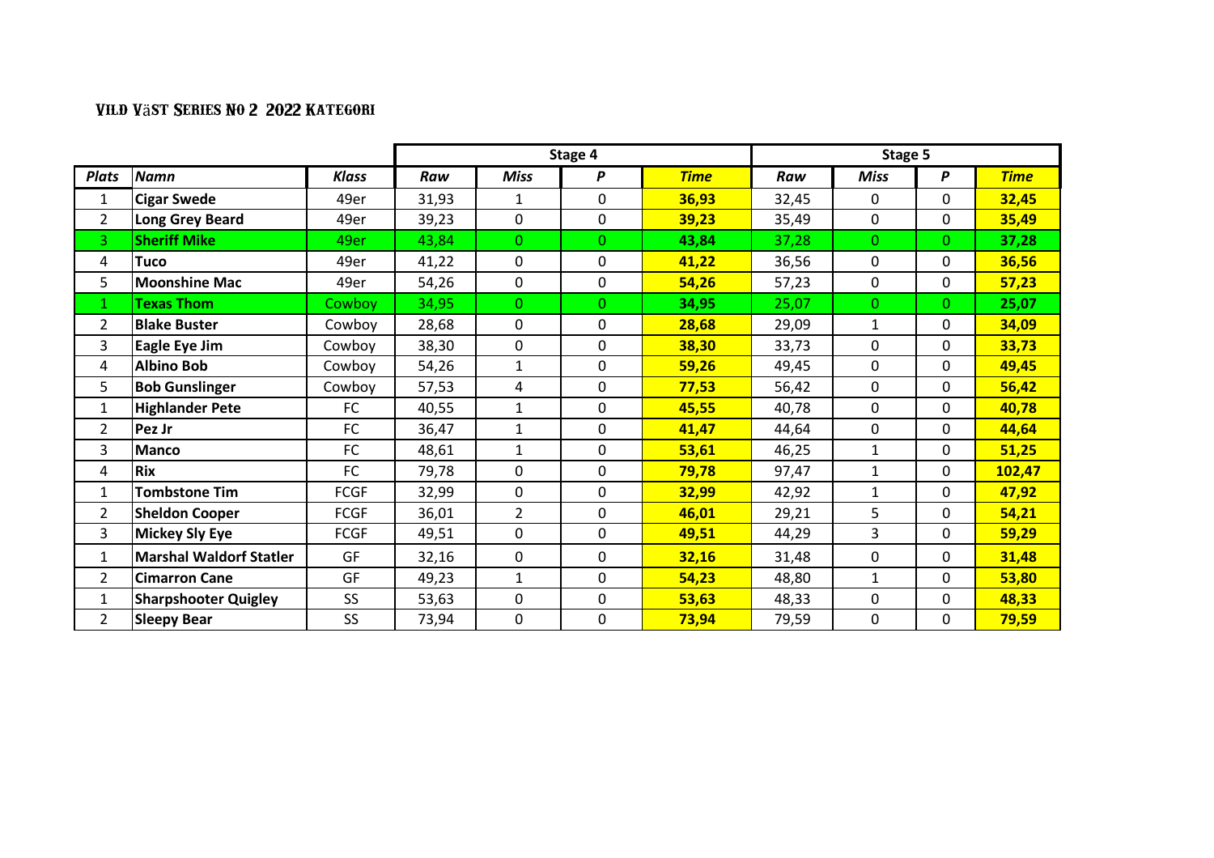# Vild Väst Series No 2 2022 Kategori

| Plats | Namn | Klass | Stage 4 | | | | Stage 5 | | | |
|---|---|---|---|---|---|---|---|---|---|---|
| | | | Raw | Miss | P | Time | Raw | Miss | P | Time |
| 1 | **Cigar Swede** | 49er | 31,93 | 1 | 0 | **36,93** | 32,45 | 0 | 0 | **32,45** |
| 2 | **Long Grey Beard** | 49er | 39,23 | 0 | 0 | **39,23** | 35,49 | 0 | 0 | **35,49** |
| 3 | **Sheriff Mike** | 49er | 43,84 | 0 | 0 | **43,84** | 37,28 | 0 | 0 | **37,28** |
| 4 | **Tuco** | 49er | 41,22 | 0 | 0 | **41,22** | 36,56 | 0 | 0 | **36,56** |
| 5 | **Moonshine Mac** | 49er | 54,26 | 0 | 0 | **54,26** | 57,23 | 0 | 0 | **57,23** |
| 1 | **Texas Thom** | Cowboy | 34,95 | 0 | 0 | **34,95** | 25,07 | 0 | 0 | **25,07** |
| 2 | **Blake Buster** | Cowboy | 28,68 | 0 | 0 | **28,68** | 29,09 | 1 | 0 | **34,09** |
| 3 | **Eagle Eye Jim** | Cowboy | 38,30 | 0 | 0 | **38,30** | 33,73 | 0 | 0 | **33,73** |
| 4 | **Albino Bob** | Cowboy | 54,26 | 1 | 0 | **59,26** | 49,45 | 0 | 0 | **49,45** |
| 5 | **Bob Gunslinger** | Cowboy | 57,53 | 4 | 0 | **77,53** | 56,42 | 0 | 0 | **56,42** |
| 1 | **Highlander Pete** | FC | 40,55 | 1 | 0 | **45,55** | 40,78 | 0 | 0 | **40,78** |
| 2 | **Pez Jr** | FC | 36,47 | 1 | 0 | **41,47** | 44,64 | 0 | 0 | **44,64** |
| 3 | **Manco** | FC | 48,61 | 1 | 0 | **53,61** | 46,25 | 1 | 0 | **51,25** |
| 4 | **Rix** | FC | 79,78 | 0 | 0 | **79,78** | 97,47 | 1 | 0 | **102,47** |
| 1 | **Tombstone Tim** | FCGF | 32,99 | 0 | 0 | **32,99** | 42,92 | 1 | 0 | **47,92** |
| 2 | **Sheldon Cooper** | FCGF | 36,01 | 2 | 0 | **46,01** | 29,21 | 5 | 0 | **54,21** |
| 3 | **Mickey Sly Eye** | FCGF | 49,51 | 0 | 0 | **49,51** | 44,29 | 3 | 0 | **59,29** |
| 1 | **Marshal Waldorf Statler** | GF | 32,16 | 0 | 0 | **32,16** | 31,48 | 0 | 0 | **31,48** |
| 2 | **Cimarron Cane** | GF | 49,23 | 1 | 0 | **54,23** | 48,80 | 1 | 0 | **53,80** |
| 1 | **Sharpshooter Quigley** | SS | 53,63 | 0 | 0 | **53,63** | 48,33 | 0 | 0 | **48,33** |
| 2 | **Sleepy Bear** | SS | 73,94 | 0 | 0 | **73,94** | 79,59 | 0 | 0 | **79,59** |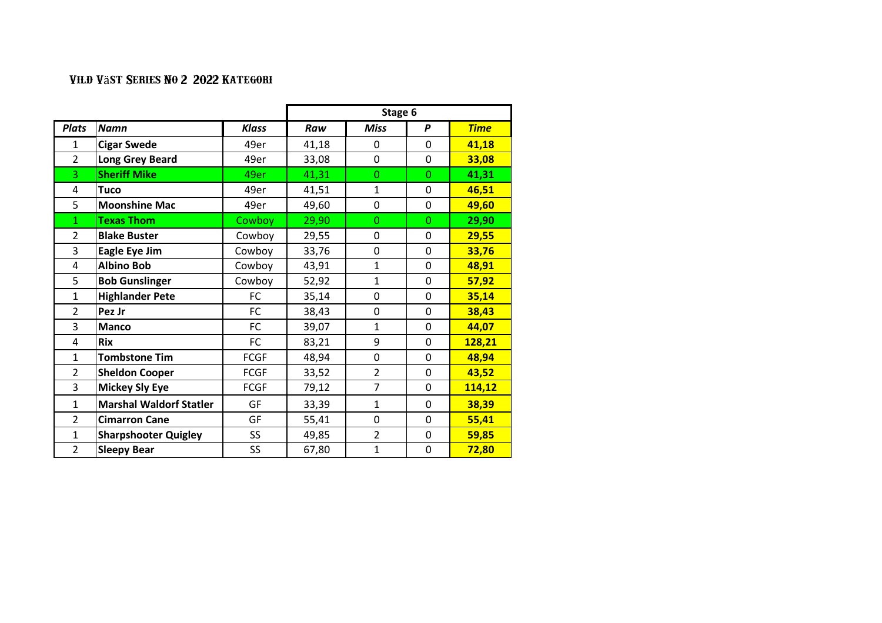## Vild Väst Series No 2 2022 Kategori

| | | | Stage 6 | | | |
|---|---|---|---|---|---|---|
| *Plats* | *Namn* | *Klass* | *Raw* | *Miss* | *P* | *Time* |
| 1 | **Cigar Swede** | 49er | 41,18 | 0 | 0 | **41,18** |
| 2 | **Long Grey Beard** | 49er | 33,08 | 0 | 0 | **33,08** |
| 3 | **Sheriff Mike** | 49er | 41,31 | 0 | 0 | **41,31** |
| 4 | **Tuco** | 49er | 41,51 | 1 | 0 | **46,51** |
| 5 | **Moonshine Mac** | 49er | 49,60 | 0 | 0 | **49,60** |
| 1 | **Texas Thom** | Cowboy | 29,90 | 0 | 0 | **29,90** |
| 2 | **Blake Buster** | Cowboy | 29,55 | 0 | 0 | **29,55** |
| 3 | **Eagle Eye Jim** | Cowboy | 33,76 | 0 | 0 | **33,76** |
| 4 | **Albino Bob** | Cowboy | 43,91 | 1 | 0 | **48,91** |
| 5 | **Bob Gunslinger** | Cowboy | 52,92 | 1 | 0 | **57,92** |
| 1 | **Highlander Pete** | FC | 35,14 | 0 | 0 | **35,14** |
| 2 | **Pez Jr** | FC | 38,43 | 0 | 0 | **38,43** |
| 3 | **Manco** | FC | 39,07 | 1 | 0 | **44,07** |
| 4 | **Rix** | FC | 83,21 | 9 | 0 | **128,21** |
| 1 | **Tombstone Tim** | FCGF | 48,94 | 0 | 0 | **48,94** |
| 2 | **Sheldon Cooper** | FCGF | 33,52 | 2 | 0 | **43,52** |
| 3 | **Mickey Sly Eye** | FCGF | 79,12 | 7 | 0 | **114,12** |
| 1 | **Marshal Waldorf Statler** | GF | 33,39 | 1 | 0 | **38,39** |
| 2 | **Cimarron Cane** | GF | 55,41 | 0 | 0 | **55,41** |
| 1 | **Sharpshooter Quigley** | SS | 49,85 | 2 | 0 | **59,85** |
| 2 | **Sleepy Bear** | SS | 67,80 | 1 | 0 | **72,80** |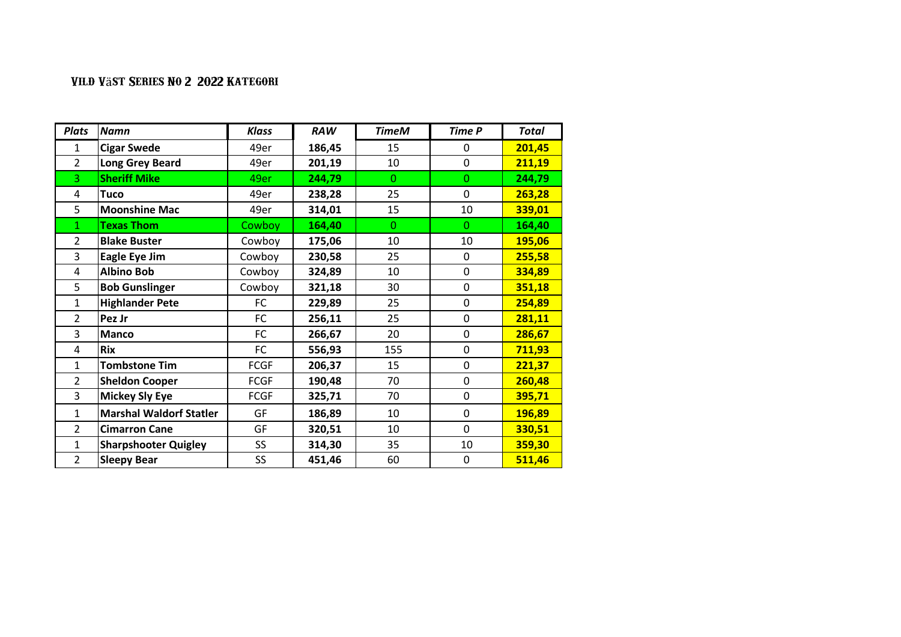# Vild Väst Series No 2 2022 Kategori

| *Plats* | *Namn* | *Klass* | *RAW* | *TimeM* | *Time P* | *Total* |
|---|---|---|---|---|---|---|
| 1 | **Cigar Swede** | 49er | **186,45** | 15 | 0 | **201,45** |
| 2 | **Long Grey Beard** | 49er | **201,19** | 10 | 0 | **211,19** |
| 3 | **Sheriff Mike** | 49er | **244,79** | 0 | 0 | **244,79** |
| 4 | **Tuco** | 49er | **238,28** | 25 | 0 | **263,28** |
| 5 | **Moonshine Mac** | 49er | **314,01** | 15 | 10 | **339,01** |
| 1 | **Texas Thom** | Cowboy | **164,40** | 0 | 0 | **164,40** |
| 2 | **Blake Buster** | Cowboy | **175,06** | 10 | 10 | **195,06** |
| 3 | **Eagle Eye Jim** | Cowboy | **230,58** | 25 | 0 | **255,58** |
| 4 | **Albino Bob** | Cowboy | **324,89** | 10 | 0 | **334,89** |
| 5 | **Bob Gunslinger** | Cowboy | **321,18** | 30 | 0 | **351,18** |
| 1 | **Highlander Pete** | FC | **229,89** | 25 | 0 | **254,89** |
| 2 | **Pez Jr** | FC | **256,11** | 25 | 0 | **281,11** |
| 3 | **Manco** | FC | **266,67** | 20 | 0 | **286,67** |
| 4 | **Rix** | FC | **556,93** | 155 | 0 | **711,93** |
| 1 | **Tombstone Tim** | FCGF | **206,37** | 15 | 0 | **221,37** |
| 2 | **Sheldon Cooper** | FCGF | **190,48** | 70 | 0 | **260,48** |
| 3 | **Mickey Sly Eye** | FCGF | **325,71** | 70 | 0 | **395,71** |
| 1 | **Marshal Waldorf Statler** | GF | **186,89** | 10 | 0 | **196,89** |
| 2 | **Cimarron Cane** | GF | **320,51** | 10 | 0 | **330,51** |
| 1 | **Sharpshooter Quigley** | SS | **314,30** | 35 | 10 | **359,30** |
| 2 | **Sleepy Bear** | SS | **451,46** | 60 | 0 | **511,46** |